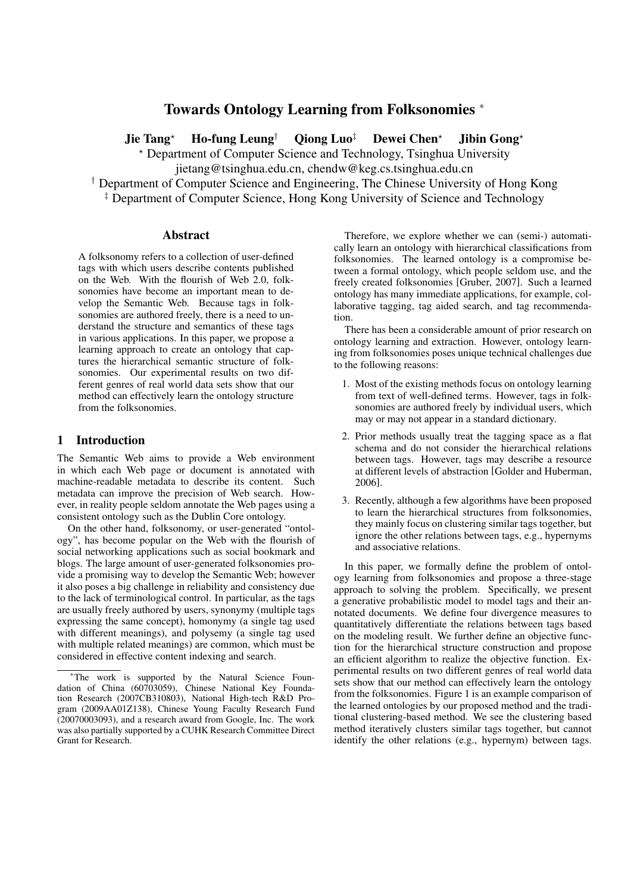# Towards Ontology Learning from Folksonomies *

**Jie Tang**[⋆] **Ho-fung Leung**[†] **Qiong Luo**[‡] **Dewei Chen**[⋆] **Jibin Gong**[⋆]

[⋆] Department of Computer Science and Technology, Tsinghua University
jietang@tsinghua.edu.cn, chendw@keg.cs.tsinghua.edu.cn
[†] Department of Computer Science and Engineering, The Chinese University of Hong Kong
[‡] Department of Computer Science, Hong Kong University of Science and Technology

## Abstract

A folksonomy refers to a collection of user-defined tags with which users describe contents published on the Web. With the flourish of Web 2.0, folksonomies have become an important mean to develop the Semantic Web. Because tags in folksonomies are authored freely, there is a need to understand the structure and semantics of these tags in various applications. In this paper, we propose a learning approach to create an ontology that captures the hierarchical semantic structure of folksonomies. Our experimental results on two different genres of real world data sets show that our method can effectively learn the ontology structure from the folksonomies.

## 1 Introduction

The Semantic Web aims to provide a Web environment in which each Web page or document is annotated with machine-readable metadata to describe its content. Such metadata can improve the precision of Web search. However, in reality people seldom annotate the Web pages using a consistent ontology such as the Dublin Core ontology.

On the other hand, folksonomy, or user-generated "ontology", has become popular on the Web with the flourish of social networking applications such as social bookmark and blogs. The large amount of user-generated folksonomies provide a promising way to develop the Semantic Web; however it also poses a big challenge in reliability and consistency due to the lack of terminological control. In particular, as the tags are usually freely authored by users, synonymy (multiple tags expressing the same concept), homonymy (a single tag used with different meanings), and polysemy (a single tag used with multiple related meanings) are common, which must be considered in effective content indexing and search.

Therefore, we explore whether we can (semi-) automatically learn an ontology with hierarchical classifications from folksonomies. The learned ontology is a compromise between a formal ontology, which people seldom use, and the freely created folksonomies [Gruber, 2007]. Such a learned ontology has many immediate applications, for example, collaborative tagging, tag aided search, and tag recommendation.

There has been a considerable amount of prior research on ontology learning and extraction. However, ontology learning from folksonomies poses unique technical challenges due to the following reasons:

1. Most of the existing methods focus on ontology learning from text of well-defined terms. However, tags in folksonomies are authored freely by individual users, which may or may not appear in a standard dictionary.
2. Prior methods usually treat the tagging space as a flat schema and do not consider the hierarchical relations between tags. However, tags may describe a resource at different levels of abstraction [Golder and Huberman, 2006].
3. Recently, although a few algorithms have been proposed to learn the hierarchical structures from folksonomies, they mainly focus on clustering similar tags together, but ignore the other relations between tags, e.g., hypernyms and associative relations.

In this paper, we formally define the problem of ontology learning from folksonomies and propose a three-stage approach to solving the problem. Specifically, we present a generative probabilistic model to model tags and their annotated documents. We define four divergence measures to quantitatively differentiate the relations between tags based on the modeling result. We further define an objective function for the hierarchical structure construction and propose an efficient algorithm to realize the objective function. Experimental results on two different genres of real world data sets show that our method can effectively learn the ontology from the folksonomies. Figure 1 is an example comparison of the learned ontologies by our proposed method and the traditional clustering-based method. We see the clustering based method iteratively clusters similar tags together, but cannot identify the other relations (e.g., hypernym) between tags.

*The work is supported by the Natural Science Foundation of China (60703059), Chinese National Key Foundation Research (2007CB310803), National High-tech R&D Program (2009AA01Z138), Chinese Young Faculty Research Fund (20070003093), and a research award from Google, Inc. The work was also partially supported by a CUHK Research Committee Direct Grant for Research.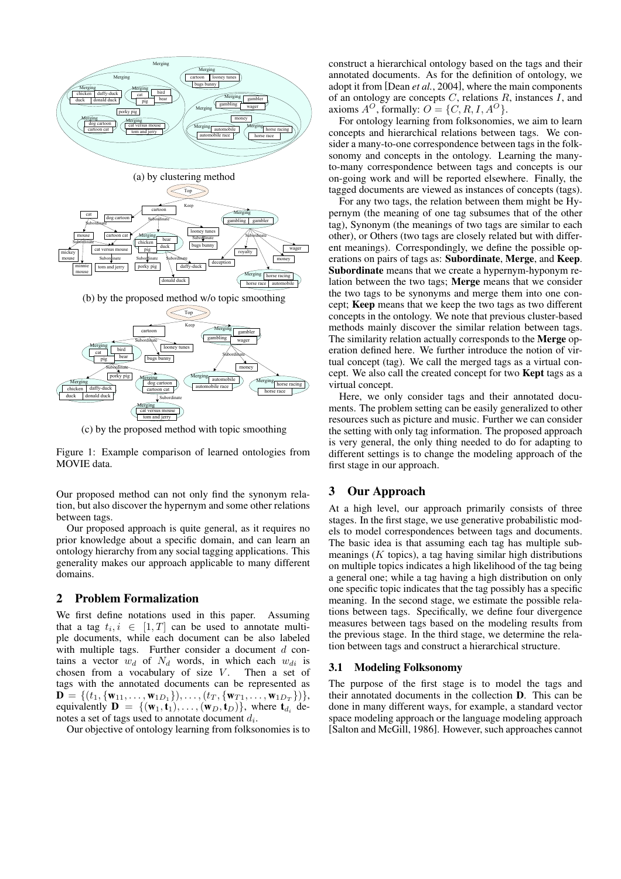(a) by clustering method

(b) by the proposed method w/o topic smoothing

(c) by the proposed method with topic smoothing

Figure 1: Example comparison of learned ontologies from MOVIE data.

Our proposed method can not only find the synonym relation, but also discover the hypernym and some other relations between tags.

Our proposed approach is quite general, as it requires no prior knowledge about a specific domain, and can learn an ontology hierarchy from any social tagging applications. This generality makes our approach applicable to many different domains.

## 2 Problem Formalization

We first define notations used in this paper. Assuming that a tag $t_i, i \in [1, T]$ can be used to annotate multiple documents, while each document can be also labeled with multiple tags. Further consider a document $d$ contains a vector $w_d$ of $N_d$ words, in which each $w_{di}$ is chosen from a vocabulary of size $V$. Then a set of tags with the annotated documents can be represented as $\mathbf{D} = \{(t_1, \{\mathbf{w}_{11}, \ldots, \mathbf{w}_{1D_1}\}), \ldots, (t_T, \{\mathbf{w}_{T1}, \ldots, \mathbf{w}_{1D_T}\})\}$, equivalently $\mathbf{D} = \{(\mathbf{w}_1, \mathbf{t}_1), \ldots, (\mathbf{w}_D, \mathbf{t}_D)\}$, where $\mathbf{t}_{d_i}$ denotes a set of tags used to annotate document $d_i$.

Our objective of ontology learning from folksonomies is to construct a hierarchical ontology based on the tags and their annotated documents. As for the definition of ontology, we adopt it from [Dean *et al.*, 2004], where the main components of an ontology are concepts $C$, relations $R$, instances $I$, and axioms $A^O$, formally: $O = \{C, R, I, A^O\}$.

For ontology learning from folksonomies, we aim to learn concepts and hierarchical relations between tags. We consider a many-to-one correspondence between tags in the folksonomy and concepts in the ontology. Learning the many-to-many correspondence between tags and concepts is our on-going work and will be reported elsewhere. Finally, the tagged documents are viewed as instances of concepts (tags).

For any two tags, the relation between them might be Hypernym (the meaning of one tag subsumes that of the other tag), Synonym (the meanings of two tags are similar to each other), or Others (two tags are closely related but with different meanings). Correspondingly, we define the possible operations on pairs of tags as: **Subordinate**, **Merge**, and **Keep**. **Subordinate** means that we create a hypernym-hyponym relation between the two tags; **Merge** means that we consider the two tags to be synonyms and merge them into one concept; **Keep** means that we keep the two tags as two different concepts in the ontology. We note that previous cluster-based methods mainly discover the similar relation between tags. The similarity relation actually corresponds to the **Merge** operation defined here. We further introduce the notion of virtual concept (tag). We call the merged tags as a virtual concept. We also call the created concept for two **Kept** tags as a virtual concept.

Here, we only consider tags and their annotated documents. The problem setting can be easily generalized to other resources such as picture and music. Further we can consider the setting with only tag information. The proposed approach is very general, the only thing needed to do for adapting to different settings is to change the modeling approach of the first stage in our approach.

## 3 Our Approach

At a high level, our approach primarily consists of three stages. In the first stage, we use generative probabilistic models to model correspondences between tags and documents. The basic idea is that assuming each tag has multiple submeanings ($K$ topics), a tag having similar high distributions on multiple topics indicates a high likelihood of the tag being a general one; while a tag having a high distribution on only one specific topic indicates that the tag possibly has a specific meaning. In the second stage, we estimate the possible relations between tags. Specifically, we define four divergence measures between tags based on the modeling results from the previous stage. In the third stage, we determine the relation between tags and construct a hierarchical structure.

### 3.1 Modeling Folksonomy

The purpose of the first stage is to model the tags and their annotated documents in the collection $\mathbf{D}$. This can be done in many different ways, for example, a standard vector space modeling approach or the language modeling approach [Salton and McGill, 1986]. However, such approaches cannot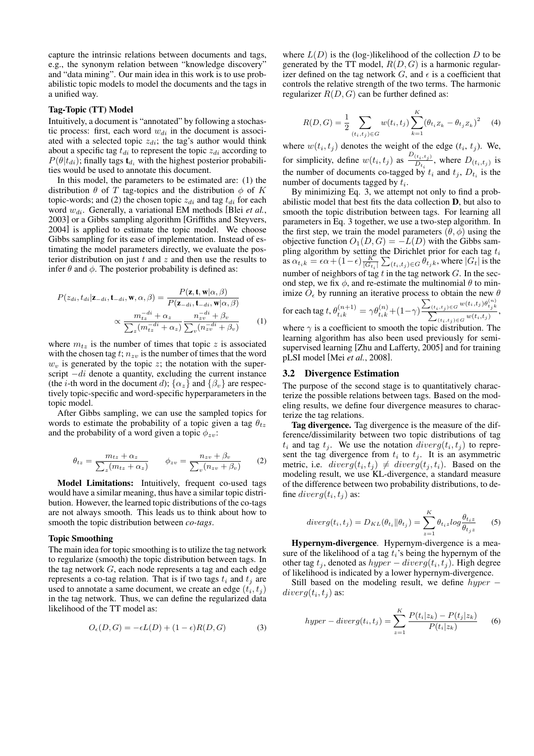capture the intrinsic relations between documents and tags, e.g., the synonym relation between "knowledge discovery" and "data mining". Our main idea in this work is to use probabilistic topic models to model the documents and the tags in a unified way.

### Tag-Topic (TT) Model

Intuitively, a document is "annotated" by following a stochastic process: first, each word $w_{di}$ in the document is associated with a selected topic $z_{di}$; the tag's author would think about a specific tag $t_{di}$ to represent the topic $z_{di}$ according to $P(\theta|t_{di})$; finally tags $\mathbf{t}_{d_i}$ with the highest posterior probabilities would be used to annotate this document.

In this model, the parameters to be estimated are: (1) the distribution $\theta$ of $T$ tag-topics and the distribution $\phi$ of $K$ topic-words; and (2) the chosen topic $z_{di}$ and tag $t_{di}$ for each word $w_{di}$. Generally, a variational EM methods [Blei *et al.*, 2003] or a Gibbs sampling algorithm [Griffiths and Steyvers, 2004] is applied to estimate the topic model. We choose Gibbs sampling for its ease of implementation. Instead of estimating the model parameters directly, we evaluate the posterior distribution on just $t$ and $z$ and then use the results to infer $\theta$ and $\phi$. The posterior probability is defined as:

$$P(z_{di}, t_{di}|\mathbf{z}_{-di}, \mathbf{t}_{-di}, \mathbf{w}, \alpha, \beta) = \frac{P(\mathbf{z}, \mathbf{t}, \mathbf{w}|\alpha, \beta)}{P(\mathbf{z}_{-di}, \mathbf{t}_{-di}, \mathbf{w}|\alpha, \beta)} \propto \frac{m_{tz}^{-di} + \alpha_z}{\sum_z (m_{tz}^{-di} + \alpha_z)} \frac{n_{zv}^{-di} + \beta_v}{\sum_v (n_{zv}^{-di} + \beta_v)} \quad (1)$$

where $m_{tz}$ is the number of times that topic $z$ is associated with the chosen tag $t$; $n_{zv}$ is the number of times that the word $w_v$ is generated by the topic $z$; the notation with the superscript $-di$ denote a quantity, excluding the current instance (the $i$-th word in the document $d$); $\{\alpha_z\}$ and $\{\beta_v\}$ are respectively topic-specific and word-specific hyperparameters in the topic model.

After Gibbs sampling, we can use the sampled topics for words to estimate the probability of a topic given a tag $\theta_{tz}$ and the probability of a word given a topic $\phi_{zv}$:

$$\theta_{tz} = \frac{m_{tz} + \alpha_z}{\sum_z (m_{tz} + \alpha_z)} \qquad \phi_{zv} = \frac{n_{zv} + \beta_v}{\sum_v (n_{zv} + \beta_v)} \quad (2)$$

**Model Limitations:** Intuitively, frequent co-used tags would have a similar meaning, thus have a similar topic distribution. However, the learned topic distributions of the co-tags are not always smooth. This leads us to think about how to smooth the topic distribution between *co-tags*.

### Topic Smoothing

The main idea for topic smoothing is to utilize the tag network to regularize (smooth) the topic distribution between tags. In the tag network $G$, each node represents a tag and each edge represents a co-tag relation. That is if two tags $t_i$ and $t_j$ are used to annotate a same document, we create an edge $(t_i, t_j)$ in the tag network. Thus, we can define the regularized data likelihood of the TT model as:

$$O_\epsilon(D, G) = -\epsilon L(D) + (1 - \epsilon) R(D, G) \quad (3)$$

where $L(D)$ is the (log-)likelihood of the collection $D$ to be generated by the TT model, $R(D, G)$ is a harmonic regularizer defined on the tag network $G$, and $\epsilon$ is a coefficient that controls the relative strength of the two terms. The harmonic regularizer $R(D, G)$ can be further defined as:

$$R(D, G) = \frac{1}{2} \sum_{(t_i, t_j) \in G} w(t_i, t_j) \sum_{k=1}^{K} (\theta_{t_i Z_k} - \theta_{t_j Z_k})^2 \quad (4)$$

where $w(t_i, t_j)$ denotes the weight of the edge $(t_i, t_j)$. We, for simplicity, define $w(t_i, t_j)$ as $\frac{D_{(t_i, t_j)}}{D_{t_i}}$, where $D_{(t_i, t_j)}$ is the number of documents co-tagged by $t_i$ and $t_j$, $D_{t_i}$ is the number of documents tagged by $t_i$.

By minimizing Eq. 3, we attempt not only to find a probabilistic model that best fits the data collection $\mathbf{D}$, but also to smooth the topic distribution between tags. For learning all parameters in Eq. 3 together, we use a two-step algorithm. In the first step, we train the model parameters $(\theta, \phi)$ using the objective function $O_1(D, G) = -L(D)$ with the Gibbs sampling algorithm by setting the Dirichlet prior for each tag $t_i$ as $\alpha_{t_i k} = \epsilon\alpha + (1-\epsilon)\frac{K}{|G_{t_i}|} \sum_{(t_i, t_j) \in G} \theta_{t_j k}$, where $|G_t|$ is the number of neighbors of tag $t$ in the tag network $G$. In the second step, we fix $\phi$, and re-estimate the multinomial $\theta$ to minimize $O_\epsilon$ by running an iterative process to obtain the new $\theta$ for each tag $t$, $\theta_{t_i k}^{(n+1)} = \gamma\theta_{t_i k}^{(n)} + (1-\gamma)\frac{\sum_{(t_i, t_j) \in G} w(t_i, t_j)\theta_{t_j k}^{(n)}}{\sum_{(t_i, t_j) \in G} w(t_i, t_j)}$, where $\gamma$ is a coefficient to smooth the topic distribution. The learning algorithm has also been used previously for semi-supervised learning [Zhu and Lafferty, 2005] and for training pLSI model [Mei *et al.*, 2008].

## 3.2 Divergence Estimation

The purpose of the second stage is to quantitatively characterize the possible relations between tags. Based on the modeling results, we define four divergence measures to characterize the tag relations.

**Tag divergence.** Tag divergence is the measure of the difference/dissimilarity between two topic distributions of tag $t_i$ and tag $t_j$. We use the notation $diverg(t_i, t_j)$ to represent the tag divergence from $t_i$ to $t_j$. It is an asymmetric metric, i.e. $diverg(t_i, t_j) \neq diverg(t_j, t_i)$. Based on the modeling result, we use KL-divergence, a standard measure of the difference between two probability distributions, to define $diverg(t_i, t_j)$ as:

$$diverg(t_i, t_j) = D_{KL}(\theta_{t_i} \| \theta_{t_j}) = \sum_{z=1}^{K} \theta_{t_i z} log \frac{\theta_{t_i z}}{\theta_{t_j z}} \quad (5)$$

**Hypernym-divergence**. Hypernym-divergence is a measure of the likelihood of a tag $t_i$'s being the hypernym of the other tag $t_j$, denoted as $hyper - diverg(t_i, t_j)$. High degree of likelihood is indicated by a lower hypernym-divergence.

Still based on the modeling result, we define $hyper - diverg(t_i, t_j)$ as:

$$hyper - diverg(t_i, t_j) = \sum_{z=1}^{K} \frac{P(t_i|z_k) - P(t_j|z_k)}{P(t_i|z_k)} \quad (6)$$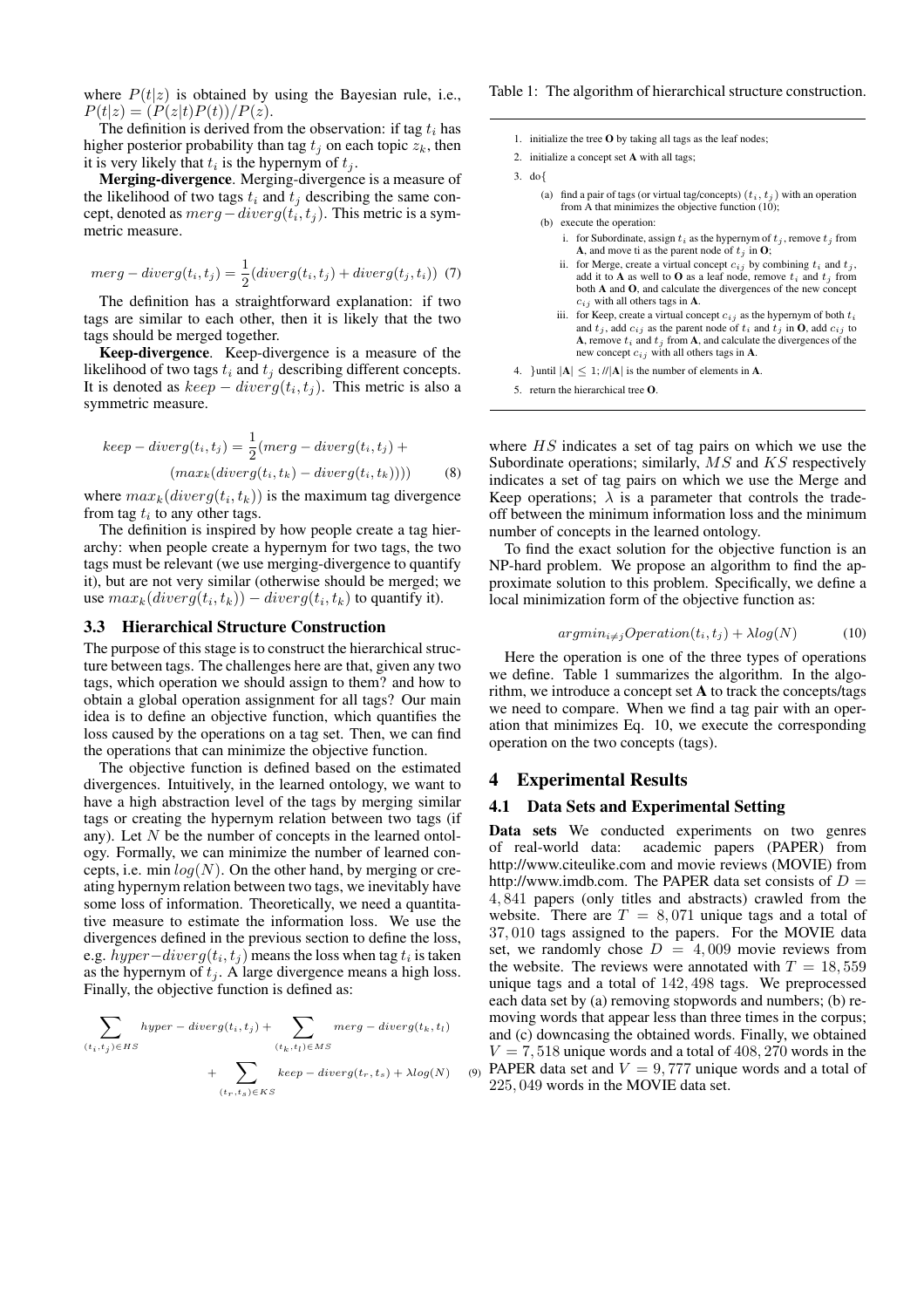where $P(t|z)$ is obtained by using the Bayesian rule, i.e., $P(t|z) = (P(z|t)P(t))/P(z)$.

The definition is derived from the observation: if tag $t_i$ has higher posterior probability than tag $t_j$ on each topic $z_k$, then it is very likely that $t_i$ is the hypernym of $t_j$.

**Merging-divergence**. Merging-divergence is a measure of the likelihood of two tags $t_i$ and $t_j$ describing the same concept, denoted as $merg - diverg(t_i, t_j)$. This metric is a symmetric measure.

$$merg - diverg(t_i, t_j) = \frac{1}{2}(diverg(t_i, t_j) + diverg(t_j, t_i)) \quad (7)$$

The definition has a straightforward explanation: if two tags are similar to each other, then it is likely that the two tags should be merged together.

**Keep-divergence**. Keep-divergence is a measure of the likelihood of two tags $t_i$ and $t_j$ describing different concepts. It is denoted as $keep - diverg(t_i, t_j)$. This metric is also a symmetric measure.

$$keep - diverg(t_i, t_j) = \frac{1}{2}(merg - diverg(t_i, t_j) + (max_k(diverg(t_i, t_k) - diverg(t_i, t_k)))) \quad (8)$$

where $max_k(diverg(t_i, t_k))$ is the maximum tag divergence from tag $t_i$ to any other tags.

The definition is inspired by how people create a tag hierarchy: when people create a hypernym for two tags, the two tags must be relevant (we use merging-divergence to quantify it), but are not very similar (otherwise should be merged; we use $max_k(diverg(t_i, t_k)) - diverg(t_i, t_k)$ to quantify it).

### 3.3 Hierarchical Structure Construction

The purpose of this stage is to construct the hierarchical structure between tags. The challenges here are that, given any two tags, which operation we should assign to them? and how to obtain a global operation assignment for all tags? Our main idea is to define an objective function, which quantifies the loss caused by the operations on a tag set. Then, we can find the operations that can minimize the objective function.

The objective function is defined based on the estimated divergences. Intuitively, in the learned ontology, we want to have a high abstraction level of the tags by merging similar tags or creating the hypernym relation between two tags (if any). Let $N$ be the number of concepts in the learned ontology. Formally, we can minimize the number of learned concepts, i.e. min $log(N)$. On the other hand, by merging or creating hypernym relation between two tags, we inevitably have some loss of information. Theoretically, we need a quantitative measure to estimate the information loss. We use the divergences defined in the previous section to define the loss, e.g. $hyper-diverg(t_i, t_j)$ means the loss when tag $t_i$ is taken as the hypernym of $t_j$. A large divergence means a high loss. Finally, the objective function is defined as:

$$\sum_{(t_i,t_j) \in HS} hyper - diverg(t_i, t_j) + \sum_{(t_k,t_l) \in MS} merg - diverg(t_k, t_l) + \sum_{(t_r,t_s) \in KS} keep - diverg(t_r, t_s) + \lambda log(N) \quad (9)$$

where $HS$ indicates a set of tag pairs on which we use the Subordinate operations; similarly, $MS$ and $KS$ respectively indicates a set of tag pairs on which we use the Merge and Keep operations; $\lambda$ is a parameter that controls the tradeoff between the minimum information loss and the minimum number of concepts in the learned ontology.

To find the exact solution for the objective function is an NP-hard problem. We propose an algorithm to find the approximate solution to this problem. Specifically, we define a local minimization form of the objective function as:

$$argmin_{i \neq j} Operation(t_i, t_j) + \lambda log(N) \quad (10)$$

Here the operation is one of the three types of operations we define. Table 1 summarizes the algorithm. In the algorithm, we introduce a concept set **A** to track the concepts/tags we need to compare. When we find a tag pair with an operation that minimizes Eq. 10, we execute the corresponding operation on the two concepts (tags).

Table 1: The algorithm of hierarchical structure construction.

1. initialize the tree **O** by taking all tags as the leaf nodes;
2. initialize a concept set **A** with all tags;
3. do{
   - (a) find a pair of tags (or virtual tag/concepts) $(t_i, t_j)$ with an operation from A that minimizes the objective function (10);
   - (b) execute the operation:
     - i. for Subordinate, assign $t_i$ as the hypernym of $t_j$, remove $t_j$ from **A**, and move ti as the parent node of $t_j$ in **O**;
     - ii. for Merge, create a virtual concept $c_{ij}$ by combining $t_i$ and $t_j$, add it to **A** as well to **O** as a leaf node, remove $t_i$ and $t_j$ from both **A** and **O**, and calculate the divergences of the new concept $c_{ij}$ with all others tags in **A**.
     - iii. for Keep, create a virtual concept $c_{ij}$ as the hypernym of both $t_i$ and $t_j$, add $c_{ij}$ as the parent node of $t_i$ and $t_j$ in **O**, add $c_{ij}$ to **A**, remove $t_i$ and $t_j$ from **A**, and calculate the divergences of the new concept $c_{ij}$ with all others tags in **A**.
4. }until $|\mathbf{A}| \leq 1$; //$|\mathbf{A}|$ is the number of elements in **A**.
5. return the hierarchical tree **O**.

## 4 Experimental Results

### 4.1 Data Sets and Experimental Setting

**Data sets** We conducted experiments on two genres of real-world data: academic papers (PAPER) from http://www.citeulike.com and movie reviews (MOVIE) from http://www.imdb.com. The PAPER data set consists of $D = 4,841$ papers (only titles and abstracts) crawled from the website. There are $T = 8,071$ unique tags and a total of $37,010$ tags assigned to the papers. For the MOVIE data set, we randomly chose $D = 4,009$ movie reviews from the website. The reviews were annotated with $T = 18,559$ unique tags and a total of $142,498$ tags. We preprocessed each data set by (a) removing stopwords and numbers; (b) removing words that appear less than three times in the corpus; and (c) downcasing the obtained words. Finally, we obtained $V = 7,518$ unique words and a total of $408,270$ words in the PAPER data set and $V = 9,777$ unique words and a total of $225,049$ words in the MOVIE data set.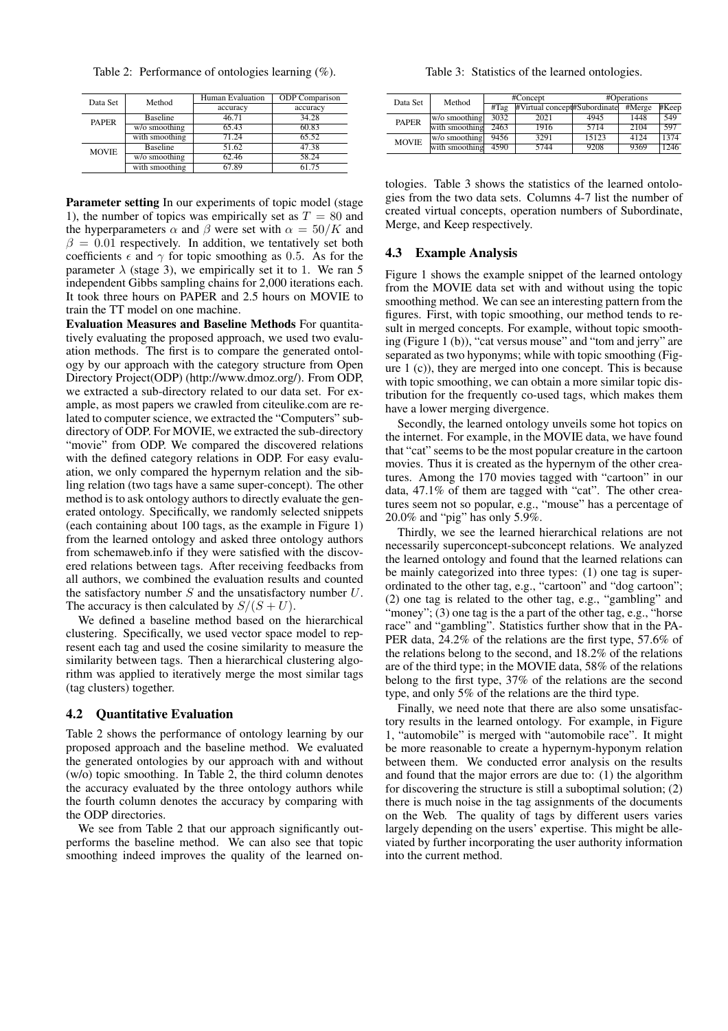Table 2: Performance of ontologies learning (%).

| Data Set | Method | Human Evaluation | ODP Comparison |
|---|---|---|---|
| | | accuracy | accuracy |
| PAPER | Baseline | 46.71 | 34.28 |
| | w/o smoothing | 65.43 | 60.83 |
| | with smoothing | 71.24 | 65.52 |
| MOVIE | Baseline | 51.62 | 47.38 |
| | w/o smoothing | 62.46 | 58.24 |
| | with smoothing | 67.89 | 61.75 |

**Parameter setting** In our experiments of topic model (stage 1), the number of topics was empirically set as $T = 80$ and the hyperparameters $\alpha$ and $\beta$ were set with $\alpha = 50/K$ and $\beta = 0.01$ respectively. In addition, we tentatively set both coefficients $\epsilon$ and $\gamma$ for topic smoothing as 0.5. As for the parameter $\lambda$ (stage 3), we empirically set it to 1. We ran 5 independent Gibbs sampling chains for 2,000 iterations each. It took three hours on PAPER and 2.5 hours on MOVIE to train the TT model on one machine.

**Evaluation Measures and Baseline Methods** For quantitatively evaluating the proposed approach, we used two evaluation methods. The first is to compare the generated ontology by our approach with the category structure from Open Directory Project(ODP) (http://www.dmoz.org/). From ODP, we extracted a sub-directory related to our data set. For example, as most papers we crawled from citeulike.com are related to computer science, we extracted the "Computers" subdirectory of ODP. For MOVIE, we extracted the sub-directory "movie" from ODP. We compared the discovered relations with the defined category relations in ODP. For easy evaluation, we only compared the hypernym relation and the sibling relation (two tags have a same super-concept). The other method is to ask ontology authors to directly evaluate the generated ontology. Specifically, we randomly selected snippets (each containing about 100 tags, as the example in Figure 1) from the learned ontology and asked three ontology authors from schemaweb.info if they were satisfied with the discovered relations between tags. After receiving feedbacks from all authors, we combined the evaluation results and counted the satisfactory number $S$ and the unsatisfactory number $U$. The accuracy is then calculated by $S/(S + U)$.

We defined a baseline method based on the hierarchical clustering. Specifically, we used vector space model to represent each tag and used the cosine similarity to measure the similarity between tags. Then a hierarchical clustering algorithm was applied to iteratively merge the most similar tags (tag clusters) together.

## 4.2 Quantitative Evaluation

Table 2 shows the performance of ontology learning by our proposed approach and the baseline method. We evaluated the generated ontologies by our approach with and without (w/o) topic smoothing. In Table 2, the third column denotes the accuracy evaluated by the three ontology authors while the fourth column denotes the accuracy by comparing with the ODP directories.

We see from Table 2 that our approach significantly outperforms the baseline method. We can also see that topic smoothing indeed improves the quality of the learned ontologies. Table 3 shows the statistics of the learned ontologies from the two data sets. Columns 4-7 list the number of created virtual concepts, operation numbers of Subordinate, Merge, and Keep respectively.

Table 3: Statistics of the learned ontologies.

| Data Set | Method | #Concept | | #Operations | | |
|---|---|---|---|---|---|---|
| | | #Tag | #Virtual concept | #Subordinate | #Merge | #Keep |
| PAPER | w/o smoothing | 3032 | 2021 | 4945 | 1448 | 549 |
| | with smoothing | 2463 | 1916 | 5714 | 2104 | 597 |
| MOVIE | w/o smoothing | 9456 | 3291 | 15123 | 4124 | 1374 |
| | with smoothing | 4590 | 5744 | 9208 | 9369 | 1246 |

## 4.3 Example Analysis

Figure 1 shows the example snippet of the learned ontology from the MOVIE data set with and without using the topic smoothing method. We can see an interesting pattern from the figures. First, with topic smoothing, our method tends to result in merged concepts. For example, without topic smoothing (Figure 1 (b)), "cat versus mouse" and "tom and jerry" are separated as two hyponyms; while with topic smoothing (Figure 1 (c)), they are merged into one concept. This is because with topic smoothing, we can obtain a more similar topic distribution for the frequently co-used tags, which makes them have a lower merging divergence.

Secondly, the learned ontology unveils some hot topics on the internet. For example, in the MOVIE data, we have found that "cat" seems to be the most popular creature in the cartoon movies. Thus it is created as the hypernym of the other creatures. Among the 170 movies tagged with "cartoon" in our data, 47.1% of them are tagged with "cat". The other creatures seem not so popular, e.g., "mouse" has a percentage of 20.0% and "pig" has only 5.9%.

Thirdly, we see the learned hierarchical relations are not necessarily superconcept-subconcept relations. We analyzed the learned ontology and found that the learned relations can be mainly categorized into three types: (1) one tag is superordinated to the other tag, e.g., "cartoon" and "dog cartoon"; (2) one tag is related to the other tag, e.g., "gambling" and "money"; (3) one tag is the a part of the other tag, e.g., "horse race" and "gambling". Statistics further show that in the PAPER data, 24.2% of the relations are the first type, 57.6% of the relations belong to the second, and 18.2% of the relations are of the third type; in the MOVIE data, 58% of the relations belong to the first type, 37% of the relations are the second type, and only 5% of the relations are the third type.

Finally, we need note that there are also some unsatisfactory results in the learned ontology. For example, in Figure 1, "automobile" is merged with "automobile race". It might be more reasonable to create a hypernym-hyponym relation between them. We conducted error analysis on the results and found that the major errors are due to: (1) the algorithm for discovering the structure is still a suboptimal solution; (2) there is much noise in the tag assignments of the documents on the Web. The quality of tags by different users varies largely depending on the users' expertise. This might be alleviated by further incorporating the user authority information into the current method.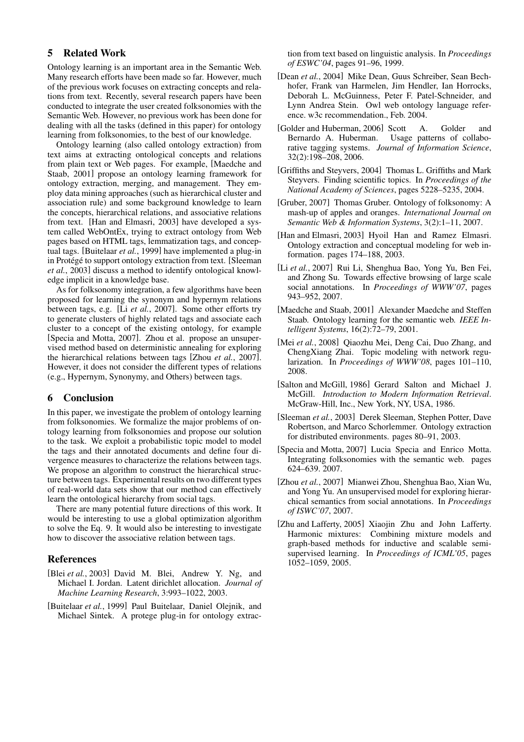## 5 Related Work

Ontology learning is an important area in the Semantic Web. Many research efforts have been made so far. However, much of the previous work focuses on extracting concepts and relations from text. Recently, several research papers have been conducted to integrate the user created folksonomies with the Semantic Web. However, no previous work has been done for dealing with all the tasks (defined in this paper) for ontology learning from folksonomies, to the best of our knowledge.

Ontology learning (also called ontology extraction) from text aims at extracting ontological concepts and relations from plain text or Web pages. For example, [Maedche and Staab, 2001] propose an ontology learning framework for ontology extraction, merging, and management. They employ data mining approaches (such as hierarchical cluster and association rule) and some background knowledge to learn the concepts, hierarchical relations, and associative relations from text. [Han and Elmasri, 2003] have developed a system called WebOntEx, trying to extract ontology from Web pages based on HTML tags, lemmatization tags, and conceptual tags. [Buitelaar *et al.*, 1999] have implemented a plug-in in Protégé to support ontology extraction from text. [Sleeman *et al.*, 2003] discuss a method to identify ontological knowledge implicit in a knowledge base.

As for folksonomy integration, a few algorithms have been proposed for learning the synonym and hypernym relations between tags, e.g. [Li *et al.*, 2007]. Some other efforts try to generate clusters of highly related tags and associate each cluster to a concept of the existing ontology, for example [Specia and Motta, 2007]. Zhou et al. propose an unsupervised method based on deterministic annealing for exploring the hierarchical relations between tags [Zhou *et al.*, 2007]. However, it does not consider the different types of relations (e.g., Hypernym, Synonymy, and Others) between tags.

## 6 Conclusion

In this paper, we investigate the problem of ontology learning from folksonomies. We formalize the major problems of ontology learning from folksonomies and propose our solution to the task. We exploit a probabilistic topic model to model the tags and their annotated documents and define four divergence measures to characterize the relations between tags. We propose an algorithm to construct the hierarchical structure between tags. Experimental results on two different types of real-world data sets show that our method can effectively learn the ontological hierarchy from social tags.

There are many potential future directions of this work. It would be interesting to use a global optimization algorithm to solve the Eq. 9. It would also be interesting to investigate how to discover the associative relation between tags.

## References

[Blei *et al.*, 2003] David M. Blei, Andrew Y. Ng, and Michael I. Jordan. Latent dirichlet allocation. *Journal of Machine Learning Research*, 3:993–1022, 2003.

[Buitelaar *et al.*, 1999] Paul Buitelaar, Daniel Olejnik, and Michael Sintek. A protege plug-in for ontology extraction from text based on linguistic analysis. In *Proceedings of ESWC'04*, pages 91–96, 1999.

[Dean *et al.*, 2004] Mike Dean, Guus Schreiber, Sean Bechhofer, Frank van Harmelen, Jim Hendler, Ian Horrocks, Deborah L. McGuinness, Peter F. Patel-Schneider, and Lynn Andrea Stein. Owl web ontology language reference. w3c recommendation., Feb. 2004.

[Golder and Huberman, 2006] Scott A. Golder and Bernardo A. Huberman. Usage patterns of collaborative tagging systems. *Journal of Information Science*, 32(2):198–208, 2006.

[Griffiths and Steyvers, 2004] Thomas L. Griffiths and Mark Steyvers. Finding scientific topics. In *Proceedings of the National Academy of Sciences*, pages 5228–5235, 2004.

[Gruber, 2007] Thomas Gruber. Ontology of folksonomy: A mash-up of apples and oranges. *International Journal on Semantic Web & Information Systems*, 3(2):1–11, 2007.

[Han and Elmasri, 2003] Hyoil Han and Ramez Elmasri. Ontology extraction and conceptual modeling for web information. pages 174–188, 2003.

[Li *et al.*, 2007] Rui Li, Shenghua Bao, Yong Yu, Ben Fei, and Zhong Su. Towards effective browsing of large scale social annotations. In *Proceedings of WWW'07*, pages 943–952, 2007.

[Maedche and Staab, 2001] Alexander Maedche and Steffen Staab. Ontology learning for the semantic web. *IEEE Intelligent Systems*, 16(2):72–79, 2001.

[Mei *et al.*, 2008] Qiaozhu Mei, Deng Cai, Duo Zhang, and ChengXiang Zhai. Topic modeling with network regularization. In *Proceedings of WWW'08*, pages 101–110, 2008.

[Salton and McGill, 1986] Gerard Salton and Michael J. McGill. *Introduction to Modern Information Retrieval*. McGraw-Hill, Inc., New York, NY, USA, 1986.

[Sleeman *et al.*, 2003] Derek Sleeman, Stephen Potter, Dave Robertson, and Marco Schorlemmer. Ontology extraction for distributed environments. pages 80–91, 2003.

[Specia and Motta, 2007] Lucia Specia and Enrico Motta. Integrating folksonomies with the semantic web. pages 624–639. 2007.

[Zhou *et al.*, 2007] Mianwei Zhou, Shenghua Bao, Xian Wu, and Yong Yu. An unsupervised model for exploring hierarchical semantics from social annotations. In *Proceedings of ISWC'07*, 2007.

[Zhu and Lafferty, 2005] Xiaojin Zhu and John Lafferty. Harmonic mixtures: Combining mixture models and graph-based methods for inductive and scalable semi-supervised learning. In *Proceedings of ICML'05*, pages 1052–1059, 2005.